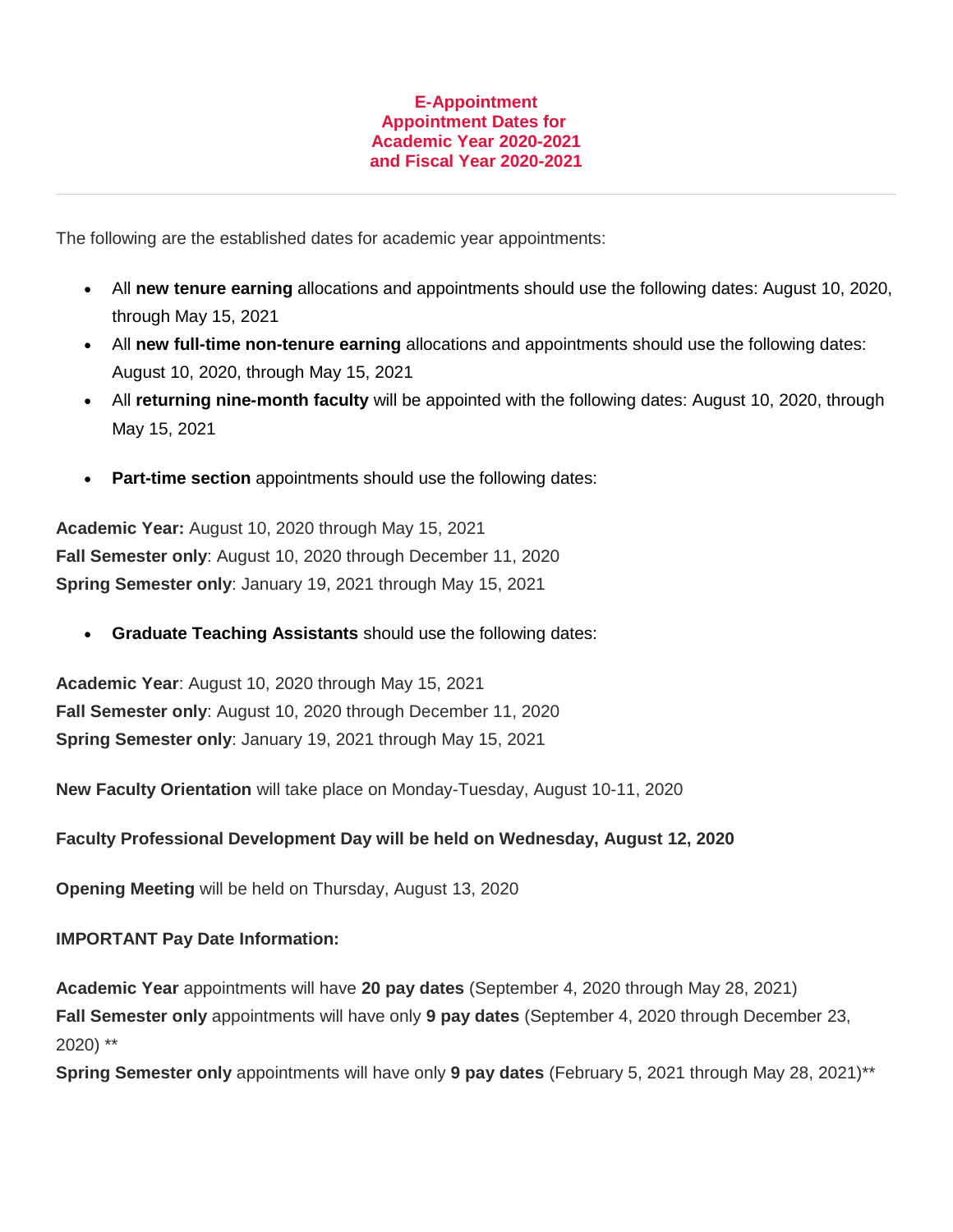# E-Appointment
# Appointment Dates for
# Academic Year 2020-2021
# and Fiscal Year 2020-2021

---

The following are the established dates for academic year appointments:

- All **new tenure earning** allocations and appointments should use the following dates: August 10, 2020, through May 15, 2021
- All **new full-time non-tenure earning** allocations and appointments should use the following dates: August 10, 2020, through May 15, 2021
- All **returning nine-month faculty** will be appointed with the following dates: August 10, 2020, through May 15, 2021
- **Part-time section** appointments should use the following dates:

**Academic Year:** August 10, 2020 through May 15, 2021
**Fall Semester only**: August 10, 2020 through December 11, 2020
**Spring Semester only**: January 19, 2021 through May 15, 2021

- **Graduate Teaching Assistants** should use the following dates:

**Academic Year**: August 10, 2020 through May 15, 2021
**Fall Semester only**: August 10, 2020 through December 11, 2020
**Spring Semester only**: January 19, 2021 through May 15, 2021

**New Faculty Orientation** will take place on Monday-Tuesday, August 10-11, 2020

**Faculty Professional Development Day will be held on Wednesday, August 12, 2020**

**Opening Meeting** will be held on Thursday, August 13, 2020

**IMPORTANT Pay Date Information:**

**Academic Year** appointments will have **20 pay dates** (September 4, 2020 through May 28, 2021)
**Fall Semester only** appointments will have only **9 pay dates** (September 4, 2020 through December 23, 2020) **
**Spring Semester only** appointments will have only **9 pay dates** (February 5, 2021 through May 28, 2021)**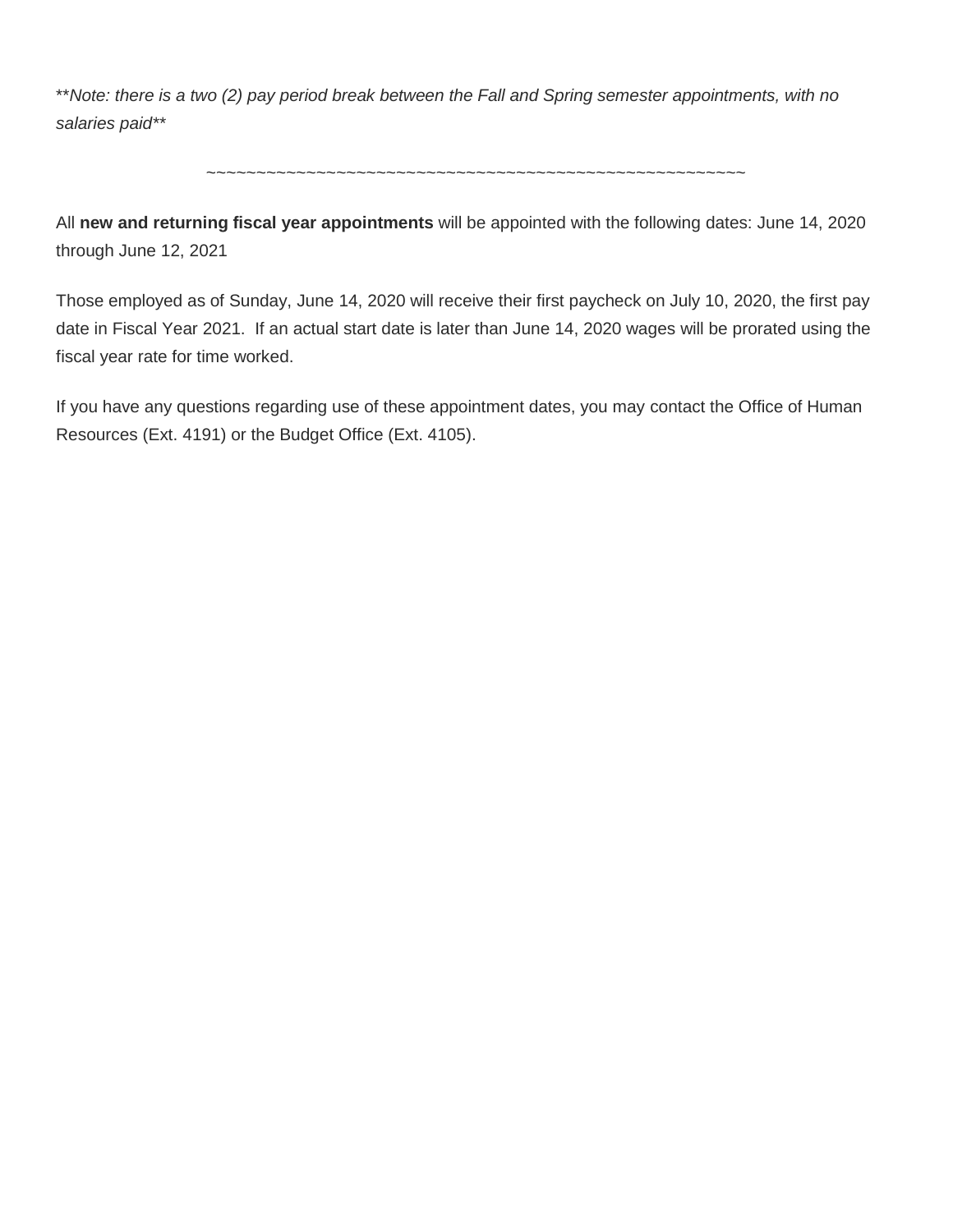***Note: there is a two (2) pay period break between the Fall and Spring semester appointments, with no salaries paid***

~~~~~~~~~~~~~~~~~~~~~~~~~~~~~~~~~~~~~~~~~~~~~~~~~~~~~~~~~~~~~~~

All **new and returning fiscal year appointments** will be appointed with the following dates: June 14, 2020 through June 12, 2021

Those employed as of Sunday, June 14, 2020 will receive their first paycheck on July 10, 2020, the first pay date in Fiscal Year 2021. If an actual start date is later than June 14, 2020 wages will be prorated using the fiscal year rate for time worked.

If you have any questions regarding use of these appointment dates, you may contact the Office of Human Resources (Ext. 4191) or the Budget Office (Ext. 4105).